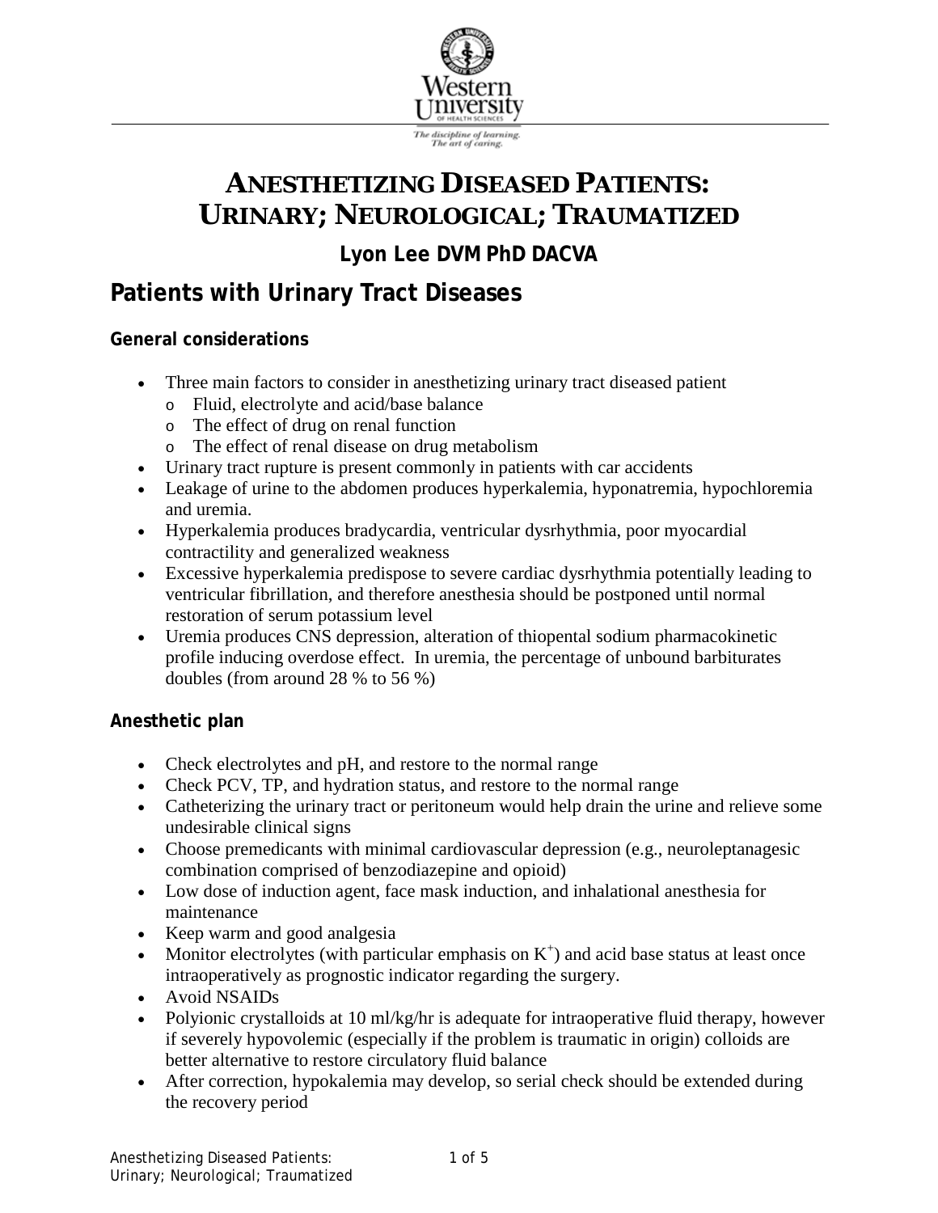# ANESTHETIZING DISEASED PATIENTS: URINARY; NEUROLOGICAL; TRAUMATIZED

**Lyon Lee DVM PhD DACVA**

## Patients with Urinary Tract Diseases

### General considerations

- Three main factors to consider in anesthetizing urinary tract diseased patient
  - Fluid, electrolyte and acid/base balance
  - The effect of drug on renal function
  - The effect of renal disease on drug metabolism
- Urinary tract rupture is present commonly in patients with car accidents
- Leakage of urine to the abdomen produces hyperkalemia, hyponatremia, hypochloremia and uremia.
- Hyperkalemia produces bradycardia, ventricular dysrhythmia, poor myocardial contractility and generalized weakness
- Excessive hyperkalemia predispose to severe cardiac dysrhythmia potentially leading to ventricular fibrillation, and therefore anesthesia should be postponed until normal restoration of serum potassium level
- Uremia produces CNS depression, alteration of thiopental sodium pharmacokinetic profile inducing overdose effect. In uremia, the percentage of unbound barbiturates doubles (from around 28 % to 56 %)

### Anesthetic plan

- Check electrolytes and pH, and restore to the normal range
- Check PCV, TP, and hydration status, and restore to the normal range
- Catheterizing the urinary tract or peritoneum would help drain the urine and relieve some undesirable clinical signs
- Choose premedicants with minimal cardiovascular depression (e.g., neuroleptanagesic combination comprised of benzodiazepine and opioid)
- Low dose of induction agent, face mask induction, and inhalational anesthesia for maintenance
- Keep warm and good analgesia
- Monitor electrolytes (with particular emphasis on $K^+$) and acid base status at least once intraoperatively as prognostic indicator regarding the surgery.
- Avoid NSAIDs
- Polyionic crystalloids at 10 ml/kg/hr is adequate for intraoperative fluid therapy, however if severely hypovolemic (especially if the problem is traumatic in origin) colloids are better alternative to restore circulatory fluid balance
- After correction, hypokalemia may develop, so serial check should be extended during the recovery period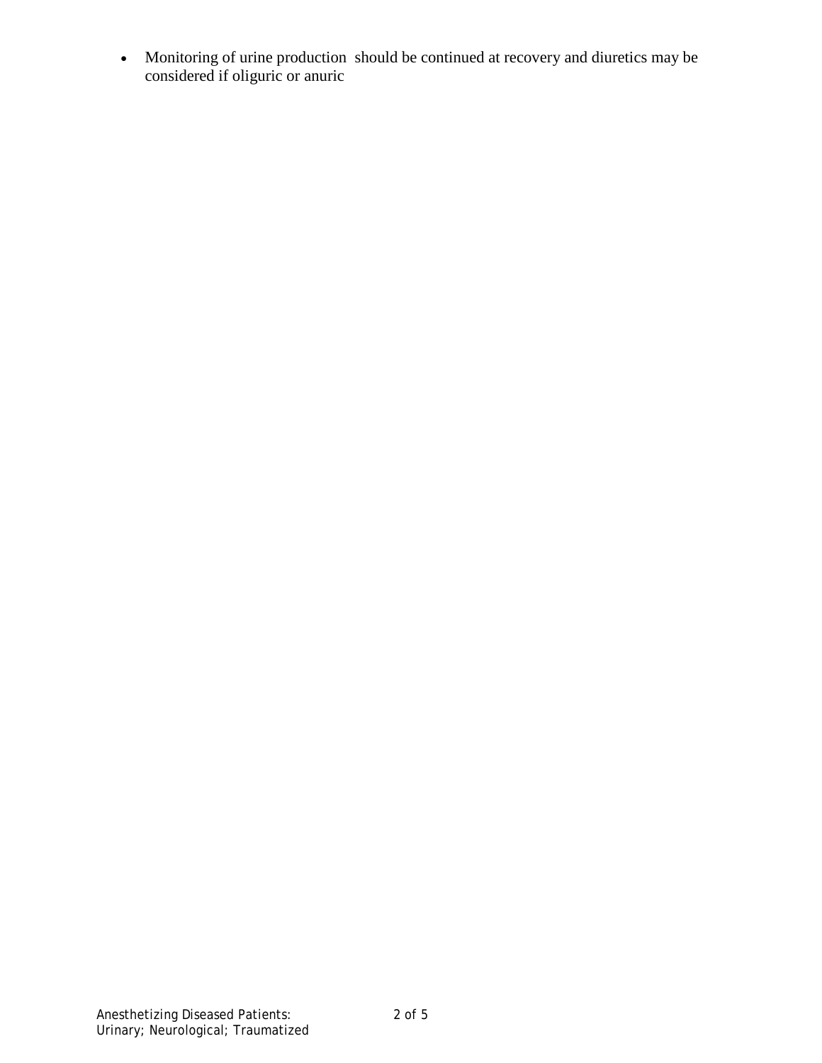- Monitoring of urine production should be continued at recovery and diuretics may be considered if oliguric or anuric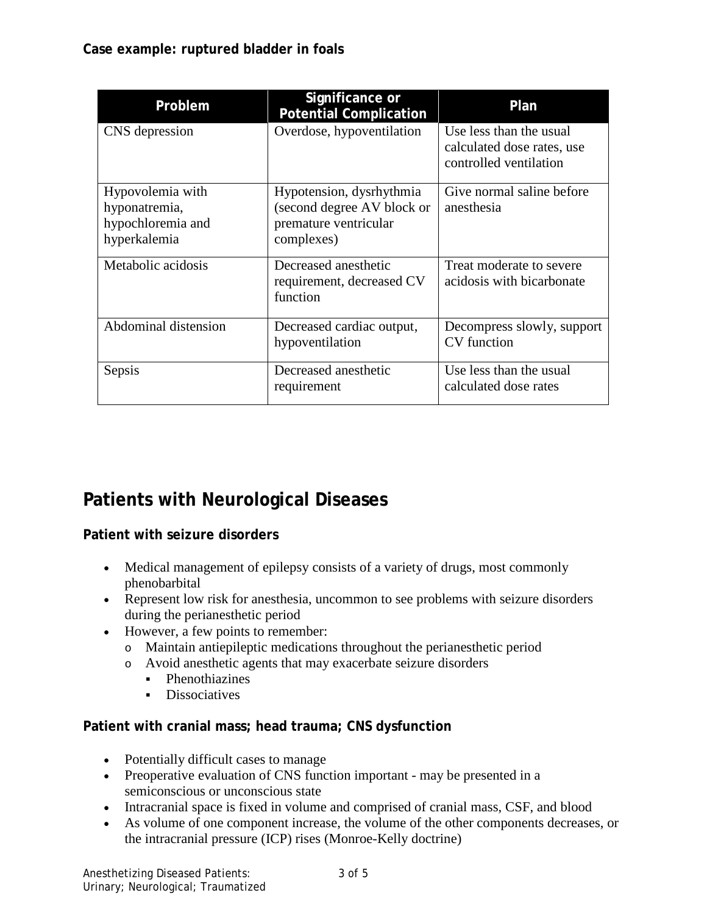**Case example: ruptured bladder in foals**

| Problem | Significance or Potential Complication | Plan |
|---|---|---|
| CNS depression | Overdose, hypoventilation | Use less than the usual calculated dose rates, use controlled ventilation |
| Hypovolemia with hyponatremia, hypochloremia and hyperkalemia | Hypotension, dysrhythmia (second degree AV block or premature ventricular complexes) | Give normal saline before anesthesia |
| Metabolic acidosis | Decreased anesthetic requirement, decreased CV function | Treat moderate to severe acidosis with bicarbonate |
| Abdominal distension | Decreased cardiac output, hypoventilation | Decompress slowly, support CV function |
| Sepsis | Decreased anesthetic requirement | Use less than the usual calculated dose rates |

## Patients with Neurological Diseases

### Patient with seizure disorders

- Medical management of epilepsy consists of a variety of drugs, most commonly phenobarbital
- Represent low risk for anesthesia, uncommon to see problems with seizure disorders during the perianesthetic period
- However, a few points to remember:
  - Maintain antiepileptic medications throughout the perianesthetic period
  - Avoid anesthetic agents that may exacerbate seizure disorders
    - Phenothiazines
    - Dissociatives

### Patient with cranial mass; head trauma; CNS dysfunction

- Potentially difficult cases to manage
- Preoperative evaluation of CNS function important - may be presented in a semiconscious or unconscious state
- Intracranial space is fixed in volume and comprised of cranial mass, CSF, and blood
- As volume of one component increase, the volume of the other components decreases, or the intracranial pressure (ICP) rises (Monroe-Kelly doctrine)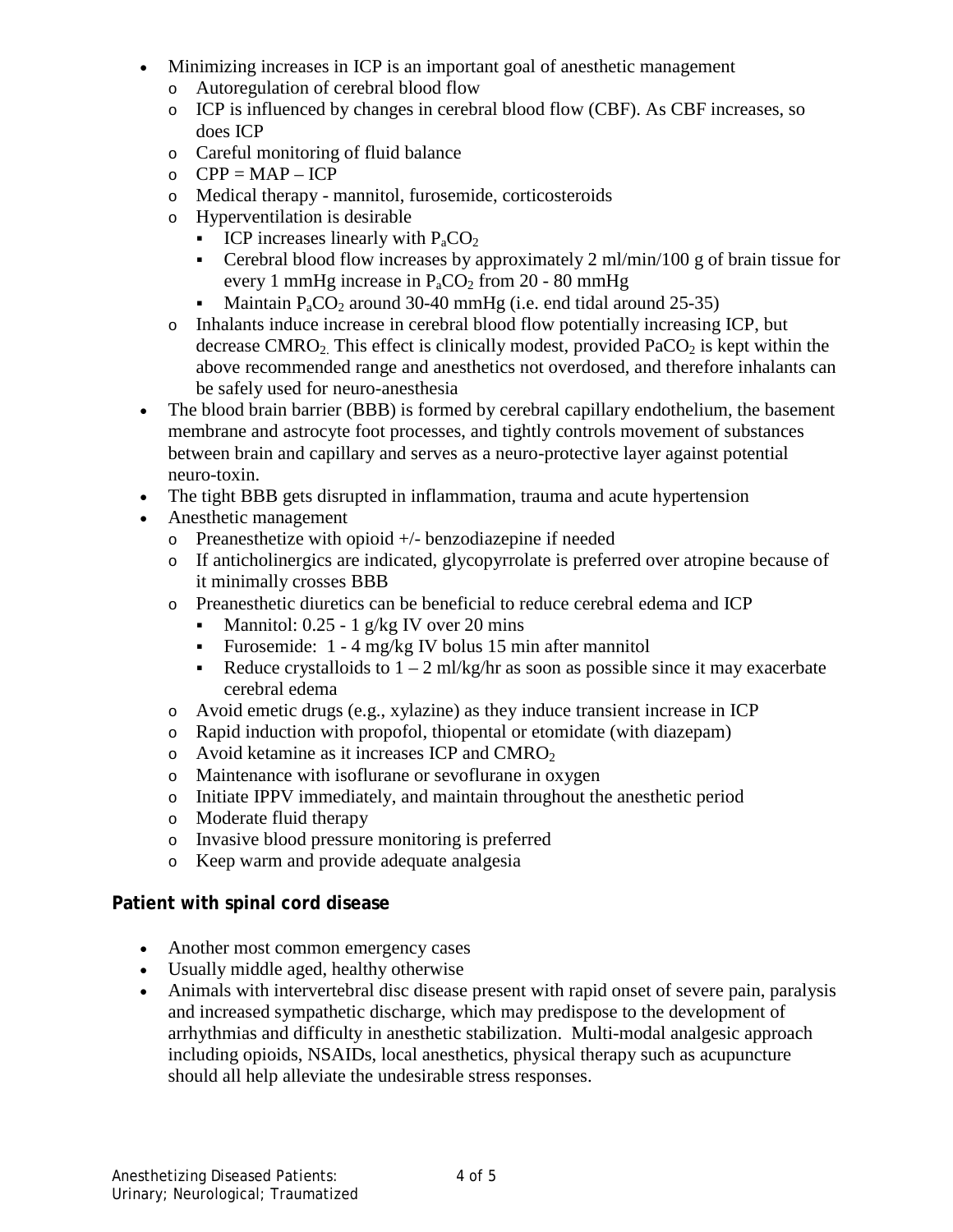- Minimizing increases in ICP is an important goal of anesthetic management
  - Autoregulation of cerebral blood flow
  - ICP is influenced by changes in cerebral blood flow (CBF). As CBF increases, so does ICP
  - Careful monitoring of fluid balance
  - CPP = MAP – ICP
  - Medical therapy - mannitol, furosemide, corticosteroids
  - Hyperventilation is desirable
    - ICP increases linearly with $P_aCO_2$
    - Cerebral blood flow increases by approximately 2 ml/min/100 g of brain tissue for every 1 mmHg increase in $P_aCO_2$ from 20 - 80 mmHg
    - Maintain $P_aCO_2$ around 30-40 mmHg (i.e. end tidal around 25-35)
  - Inhalants induce increase in cerebral blood flow potentially increasing ICP, but decrease $CMRO_2$. This effect is clinically modest, provided $PaCO_2$ is kept within the above recommended range and anesthetics not overdosed, and therefore inhalants can be safely used for neuro-anesthesia
- The blood brain barrier (BBB) is formed by cerebral capillary endothelium, the basement membrane and astrocyte foot processes, and tightly controls movement of substances between brain and capillary and serves as a neuro-protective layer against potential neuro-toxin.
- The tight BBB gets disrupted in inflammation, trauma and acute hypertension
- Anesthetic management
  - Preanesthetize with opioid +/- benzodiazepine if needed
  - If anticholinergics are indicated, glycopyrrolate is preferred over atropine because of it minimally crosses BBB
  - Preanesthetic diuretics can be beneficial to reduce cerebral edema and ICP
    - Mannitol: 0.25 - 1 g/kg IV over 20 mins
    - Furosemide: 1 - 4 mg/kg IV bolus 15 min after mannitol
    - Reduce crystalloids to 1 – 2 ml/kg/hr as soon as possible since it may exacerbate cerebral edema
  - Avoid emetic drugs (e.g., xylazine) as they induce transient increase in ICP
  - Rapid induction with propofol, thiopental or etomidate (with diazepam)
  - Avoid ketamine as it increases ICP and $CMRO_2$
  - Maintenance with isoflurane or sevoflurane in oxygen
  - Initiate IPPV immediately, and maintain throughout the anesthetic period
  - Moderate fluid therapy
  - Invasive blood pressure monitoring is preferred
  - Keep warm and provide adequate analgesia

**Patient with spinal cord disease**

- Another most common emergency cases
- Usually middle aged, healthy otherwise
- Animals with intervertebral disc disease present with rapid onset of severe pain, paralysis and increased sympathetic discharge, which may predispose to the development of arrhythmias and difficulty in anesthetic stabilization. Multi-modal analgesic approach including opioids, NSAIDs, local anesthetics, physical therapy such as acupuncture should all help alleviate the undesirable stress responses.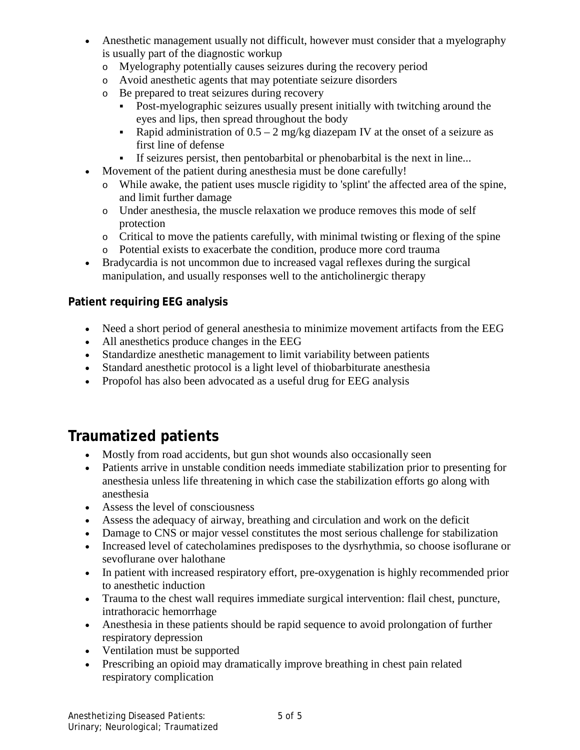- Anesthetic management usually not difficult, however must consider that a myelography is usually part of the diagnostic workup
  - Myelography potentially causes seizures during the recovery period
  - Avoid anesthetic agents that may potentiate seizure disorders
  - Be prepared to treat seizures during recovery
    - Post-myelographic seizures usually present initially with twitching around the eyes and lips, then spread throughout the body
    - Rapid administration of 0.5 – 2 mg/kg diazepam IV at the onset of a seizure as first line of defense
    - If seizures persist, then pentobarbital or phenobarbital is the next in line...
- Movement of the patient during anesthesia must be done carefully!
  - While awake, the patient uses muscle rigidity to 'splint' the affected area of the spine, and limit further damage
  - Under anesthesia, the muscle relaxation we produce removes this mode of self protection
  - Critical to move the patients carefully, with minimal twisting or flexing of the spine
  - Potential exists to exacerbate the condition, produce more cord trauma
- Bradycardia is not uncommon due to increased vagal reflexes during the surgical manipulation, and usually responses well to the anticholinergic therapy

**Patient requiring EEG analysis**

- Need a short period of general anesthesia to minimize movement artifacts from the EEG
- All anesthetics produce changes in the EEG
- Standardize anesthetic management to limit variability between patients
- Standard anesthetic protocol is a light level of thiobarbiturate anesthesia
- Propofol has also been advocated as a useful drug for EEG analysis

## Traumatized patients

- Mostly from road accidents, but gun shot wounds also occasionally seen
- Patients arrive in unstable condition needs immediate stabilization prior to presenting for anesthesia unless life threatening in which case the stabilization efforts go along with anesthesia
- Assess the level of consciousness
- Assess the adequacy of airway, breathing and circulation and work on the deficit
- Damage to CNS or major vessel constitutes the most serious challenge for stabilization
- Increased level of catecholamines predisposes to the dysrhythmia, so choose isoflurane or sevoflurane over halothane
- In patient with increased respiratory effort, pre-oxygenation is highly recommended prior to anesthetic induction
- Trauma to the chest wall requires immediate surgical intervention: flail chest, puncture, intrathoracic hemorrhage
- Anesthesia in these patients should be rapid sequence to avoid prolongation of further respiratory depression
- Ventilation must be supported
- Prescribing an opioid may dramatically improve breathing in chest pain related respiratory complication